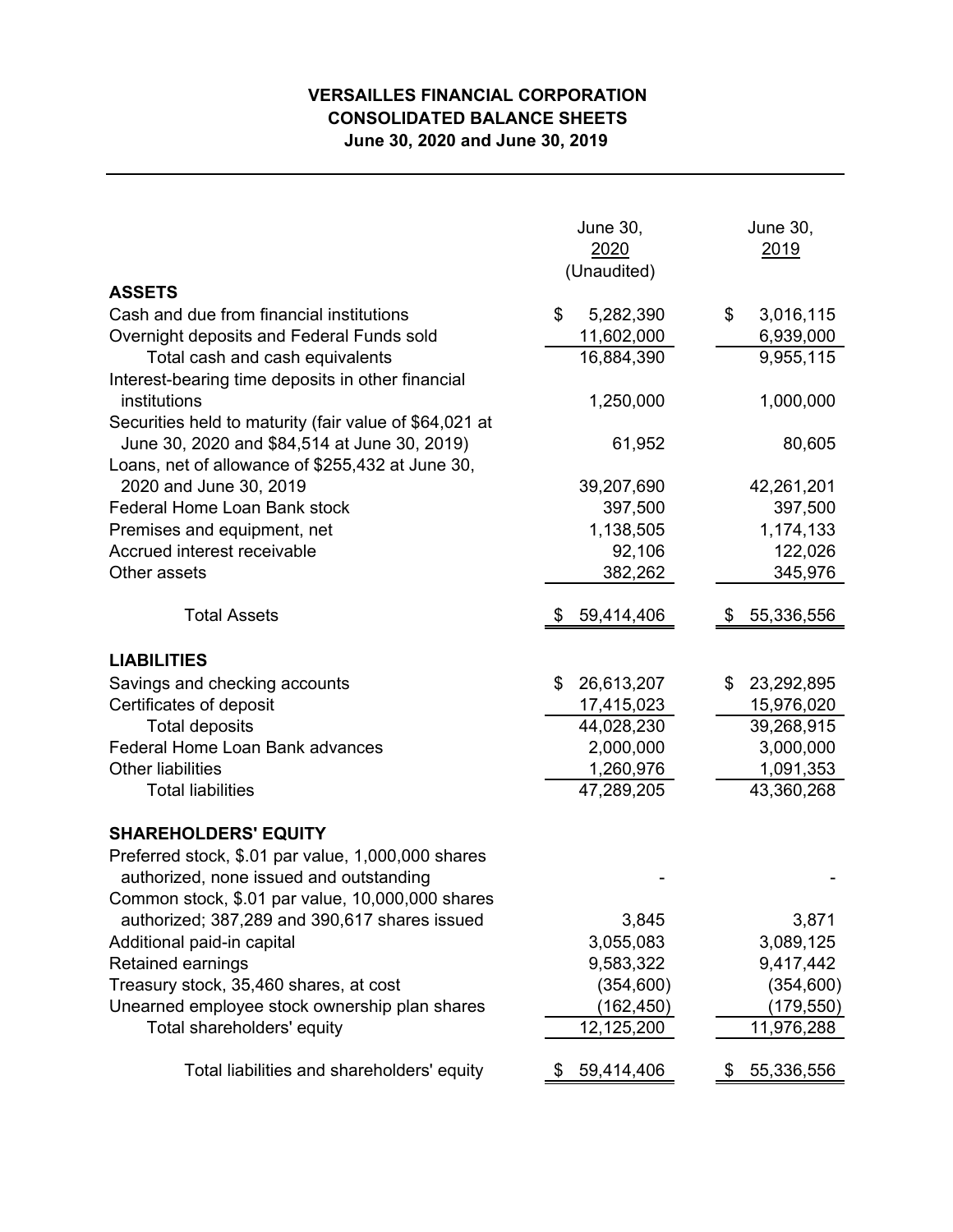# VERSAILLES FINANCIAL CORPORATION
## CONSOLIDATED BALANCE SHEETS
### June 30, 2020 and June 30, 2019

| | June 30, 2020 (Unaudited) | June 30, 2019 |
|---|---|---|
| **ASSETS** | | |
| Cash and due from financial institutions | $ 5,282,390 | $ 3,016,115 |
| Overnight deposits and Federal Funds sold | 11,602,000 | 6,939,000 |
| Total cash and cash equivalents | 16,884,390 | 9,955,115 |
| Interest-bearing time deposits in other financial institutions | 1,250,000 | 1,000,000 |
| Securities held to maturity (fair value of $64,021 at June 30, 2020 and $84,514 at June 30, 2019) | 61,952 | 80,605 |
| Loans, net of allowance of $255,432 at June 30, 2020 and June 30, 2019 | 39,207,690 | 42,261,201 |
| Federal Home Loan Bank stock | 397,500 | 397,500 |
| Premises and equipment, net | 1,138,505 | 1,174,133 |
| Accrued interest receivable | 92,106 | 122,026 |
| Other assets | 382,262 | 345,976 |
| Total Assets | $ 59,414,406 | $ 55,336,556 |
| **LIABILITIES** | | |
| Savings and checking accounts | $ 26,613,207 | $ 23,292,895 |
| Certificates of deposit | 17,415,023 | 15,976,020 |
| Total deposits | 44,028,230 | 39,268,915 |
| Federal Home Loan Bank advances | 2,000,000 | 3,000,000 |
| Other liabilities | 1,260,976 | 1,091,353 |
| Total liabilities | 47,289,205 | 43,360,268 |
| **SHAREHOLDERS' EQUITY** | | |
| Preferred stock, $.01 par value, 1,000,000 shares authorized, none issued and outstanding | - | - |
| Common stock, $.01 par value, 10,000,000 shares authorized; 387,289 and 390,617 shares issued | 3,845 | 3,871 |
| Additional paid-in capital | 3,055,083 | 3,089,125 |
| Retained earnings | 9,583,322 | 9,417,442 |
| Treasury stock, 35,460 shares, at cost | (354,600) | (354,600) |
| Unearned employee stock ownership plan shares | (162,450) | (179,550) |
| Total shareholders' equity | 12,125,200 | 11,976,288 |
| Total liabilities and shareholders' equity | $ 59,414,406 | $ 55,336,556 |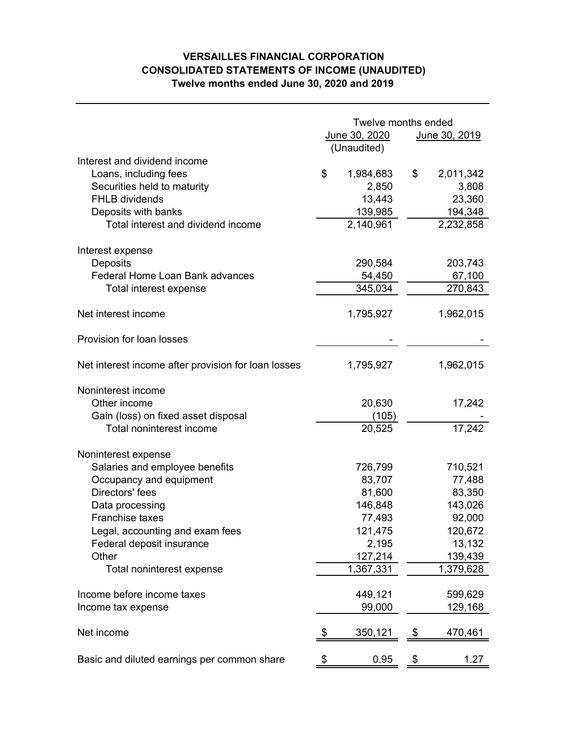# VERSAILLES FINANCIAL CORPORATION
## CONSOLIDATED STATEMENTS OF INCOME (UNAUDITED)
### Twelve months ended June 30, 2020 and 2019

| | Twelve months ended | |
|---|---|---|
| | June 30, 2020 (Unaudited) | June 30, 2019 |
| **Interest and dividend income** | | |
| Loans, including fees | $ 1,984,683 | $ 2,011,342 |
| Securities held to maturity | 2,850 | 3,808 |
| FHLB dividends | 13,443 | 23,360 |
| Deposits with banks | 139,985 | 194,348 |
| Total interest and dividend income | 2,140,961 | 2,232,858 |
| **Interest expense** | | |
| Deposits | 290,584 | 203,743 |
| Federal Home Loan Bank advances | 54,450 | 67,100 |
| Total interest expense | 345,034 | 270,843 |
| Net interest income | 1,795,927 | 1,962,015 |
| Provision for loan losses | - | - |
| Net interest income after provision for loan losses | 1,795,927 | 1,962,015 |
| **Noninterest income** | | |
| Other income | 20,630 | 17,242 |
| Gain (loss) on fixed asset disposal | (105) | - |
| Total noninterest income | 20,525 | 17,242 |
| **Noninterest expense** | | |
| Salaries and employee benefits | 726,799 | 710,521 |
| Occupancy and equipment | 83,707 | 77,488 |
| Directors' fees | 81,600 | 83,350 |
| Data processing | 146,848 | 143,026 |
| Franchise taxes | 77,493 | 92,000 |
| Legal, accounting and exam fees | 121,475 | 120,672 |
| Federal deposit insurance | 2,195 | 13,132 |
| Other | 127,214 | 139,439 |
| Total noninterest expense | 1,367,331 | 1,379,628 |
| Income before income taxes | 449,121 | 599,629 |
| Income tax expense | 99,000 | 129,168 |
| Net income | $ 350,121 | $ 470,461 |
| Basic and diluted earnings per common share | $ 0.95 | $ 1.27 |